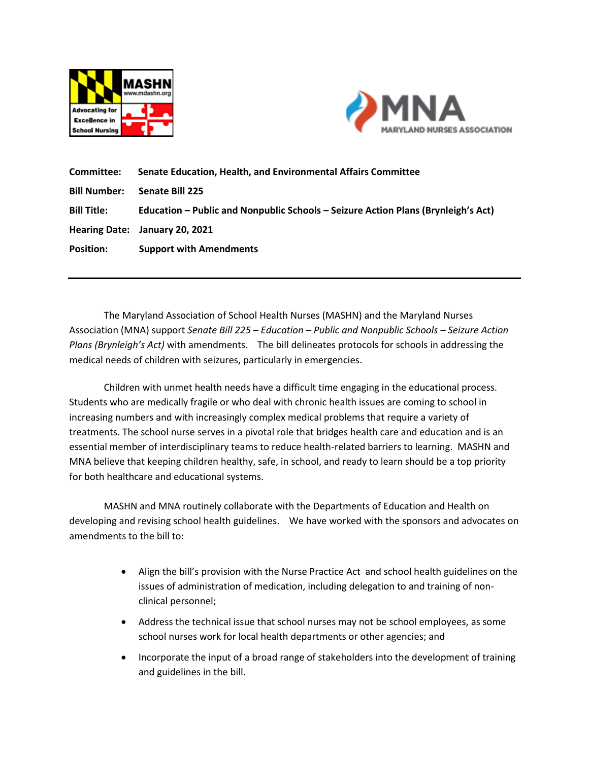MASHN www.mdashn.org Advocating for Excellence in School Nursing

MNA MARYLAND NURSES ASSOCIATION

**Committee:** **Senate Education, Health, and Environmental Affairs Committee**

**Bill Number:** **Senate Bill 225**

**Bill Title:** **Education – Public and Nonpublic Schools – Seizure Action Plans (Brynleigh's Act)**

**Hearing Date:** **January 20, 2021**

**Position:** **Support with Amendments**

---

The Maryland Association of School Health Nurses (MASHN) and the Maryland Nurses Association (MNA) support *Senate Bill 225 – Education – Public and Nonpublic Schools – Seizure Action Plans (Brynleigh's Act)* with amendments. The bill delineates protocols for schools in addressing the medical needs of children with seizures, particularly in emergencies.

Children with unmet health needs have a difficult time engaging in the educational process. Students who are medically fragile or who deal with chronic health issues are coming to school in increasing numbers and with increasingly complex medical problems that require a variety of treatments. The school nurse serves in a pivotal role that bridges health care and education and is an essential member of interdisciplinary teams to reduce health-related barriers to learning. MASHN and MNA believe that keeping children healthy, safe, in school, and ready to learn should be a top priority for both healthcare and educational systems.

MASHN and MNA routinely collaborate with the Departments of Education and Health on developing and revising school health guidelines. We have worked with the sponsors and advocates on amendments to the bill to:

- Align the bill's provision with the Nurse Practice Act and school health guidelines on the issues of administration of medication, including delegation to and training of non-clinical personnel;
- Address the technical issue that school nurses may not be school employees, as some school nurses work for local health departments or other agencies; and
- Incorporate the input of a broad range of stakeholders into the development of training and guidelines in the bill.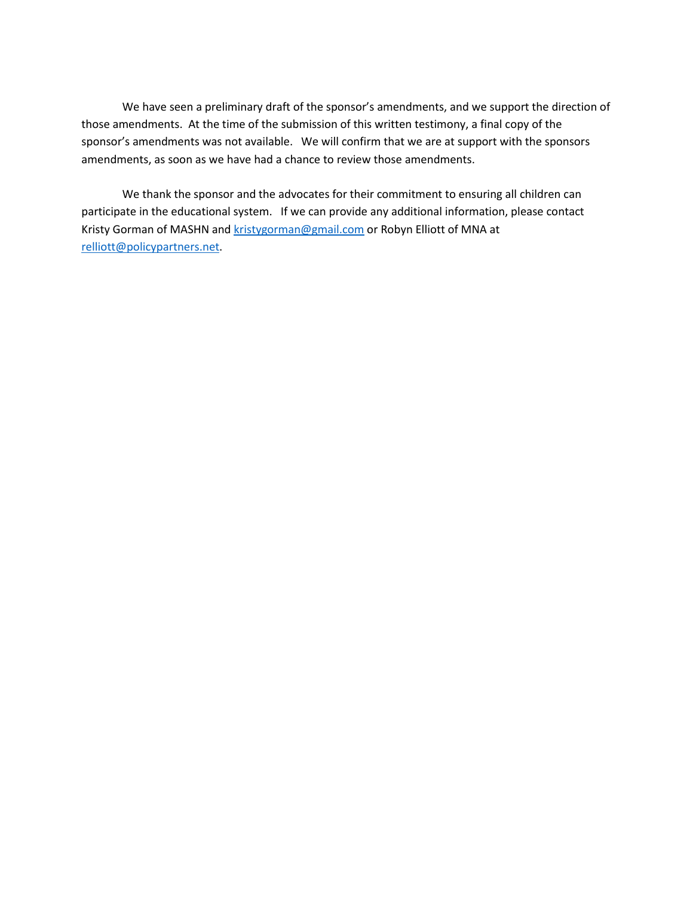We have seen a preliminary draft of the sponsor's amendments, and we support the direction of those amendments. At the time of the submission of this written testimony, a final copy of the sponsor's amendments was not available. We will confirm that we are at support with the sponsors amendments, as soon as we have had a chance to review those amendments.

We thank the sponsor and the advocates for their commitment to ensuring all children can participate in the educational system. If we can provide any additional information, please contact Kristy Gorman of MASHN and kristygorman@gmail.com or Robyn Elliott of MNA at relliott@policypartners.net.